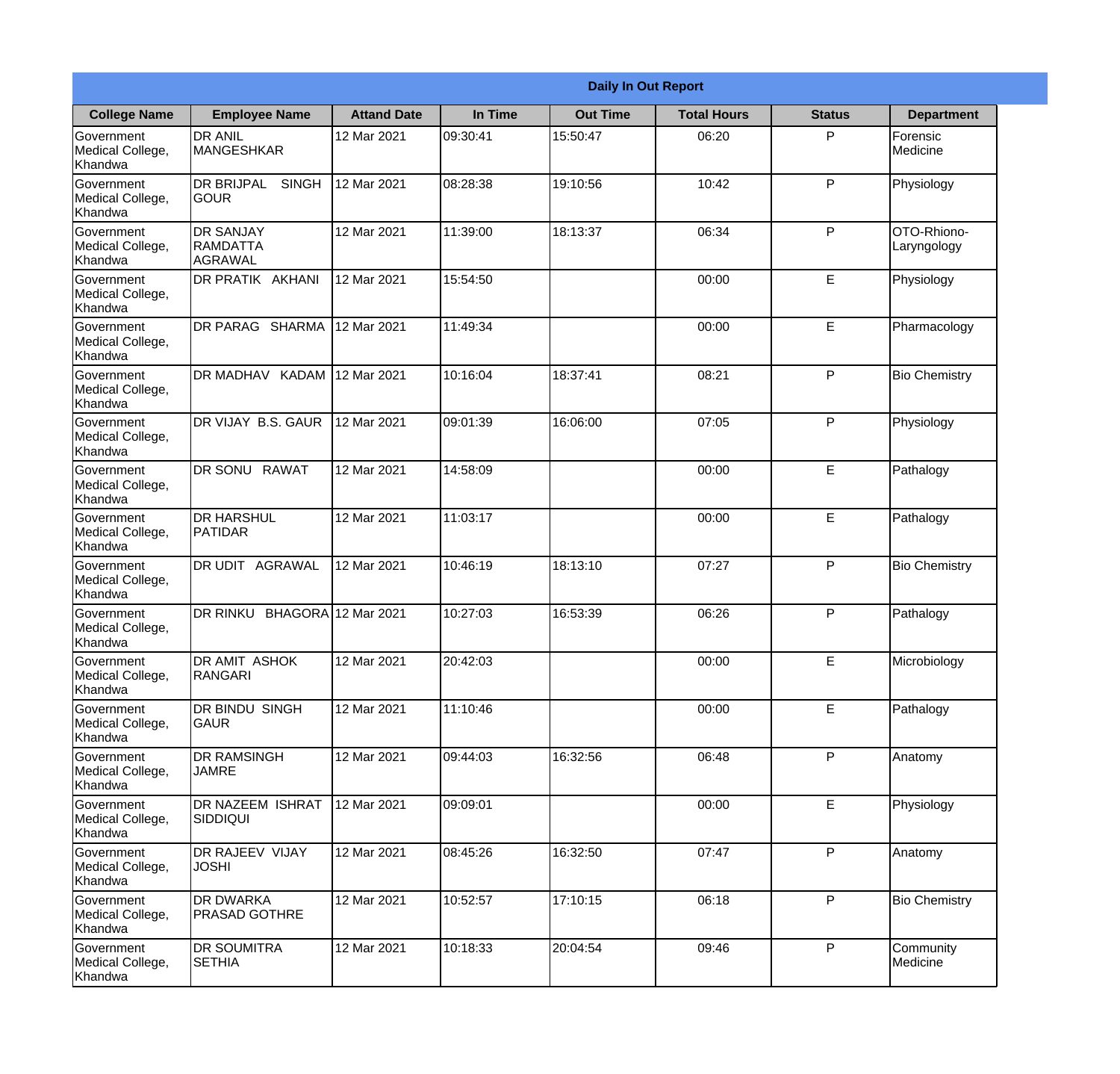| Daily In Out Report | | | | | | | |
|---|---|---|---|---|---|---|---|
| **College Name** | **Employee Name** | **Attand Date** | **In Time** | **Out Time** | **Total Hours** | **Status** | **Department** |
| Government Medical College, Khandwa | DR ANIL MANGESHKAR | 12 Mar 2021 | 09:30:41 | 15:50:47 | 06:20 | P | Forensic Medicine |
| Government Medical College, Khandwa | DR BRIJPAL SINGH GOUR | 12 Mar 2021 | 08:28:38 | 19:10:56 | 10:42 | P | Physiology |
| Government Medical College, Khandwa | DR SANJAY RAMDATTA AGRAWAL | 12 Mar 2021 | 11:39:00 | 18:13:37 | 06:34 | P | OTO-Rhiono-Laryngology |
| Government Medical College, Khandwa | DR PRATIK AKHANI | 12 Mar 2021 | 15:54:50 | | 00:00 | E | Physiology |
| Government Medical College, Khandwa | DR PARAG SHARMA | 12 Mar 2021 | 11:49:34 | | 00:00 | E | Pharmacology |
| Government Medical College, Khandwa | DR MADHAV KADAM | 12 Mar 2021 | 10:16:04 | 18:37:41 | 08:21 | P | Bio Chemistry |
| Government Medical College, Khandwa | DR VIJAY B.S. GAUR | 12 Mar 2021 | 09:01:39 | 16:06:00 | 07:05 | P | Physiology |
| Government Medical College, Khandwa | DR SONU RAWAT | 12 Mar 2021 | 14:58:09 | | 00:00 | E | Pathalogy |
| Government Medical College, Khandwa | DR HARSHUL PATIDAR | 12 Mar 2021 | 11:03:17 | | 00:00 | E | Pathalogy |
| Government Medical College, Khandwa | DR UDIT AGRAWAL | 12 Mar 2021 | 10:46:19 | 18:13:10 | 07:27 | P | Bio Chemistry |
| Government Medical College, Khandwa | DR RINKU BHAGORA | 12 Mar 2021 | 10:27:03 | 16:53:39 | 06:26 | P | Pathalogy |
| Government Medical College, Khandwa | DR AMIT ASHOK RANGARI | 12 Mar 2021 | 20:42:03 | | 00:00 | E | Microbiology |
| Government Medical College, Khandwa | DR BINDU SINGH GAUR | 12 Mar 2021 | 11:10:46 | | 00:00 | E | Pathalogy |
| Government Medical College, Khandwa | DR RAMSINGH JAMRE | 12 Mar 2021 | 09:44:03 | 16:32:56 | 06:48 | P | Anatomy |
| Government Medical College, Khandwa | DR NAZEEM ISHRAT SIDDIQUI | 12 Mar 2021 | 09:09:01 | | 00:00 | E | Physiology |
| Government Medical College, Khandwa | DR RAJEEV VIJAY JOSHI | 12 Mar 2021 | 08:45:26 | 16:32:50 | 07:47 | P | Anatomy |
| Government Medical College, Khandwa | DR DWARKA PRASAD GOTHRE | 12 Mar 2021 | 10:52:57 | 17:10:15 | 06:18 | P | Bio Chemistry |
| Government Medical College, Khandwa | DR SOUMITRA SETHIA | 12 Mar 2021 | 10:18:33 | 20:04:54 | 09:46 | P | Community Medicine |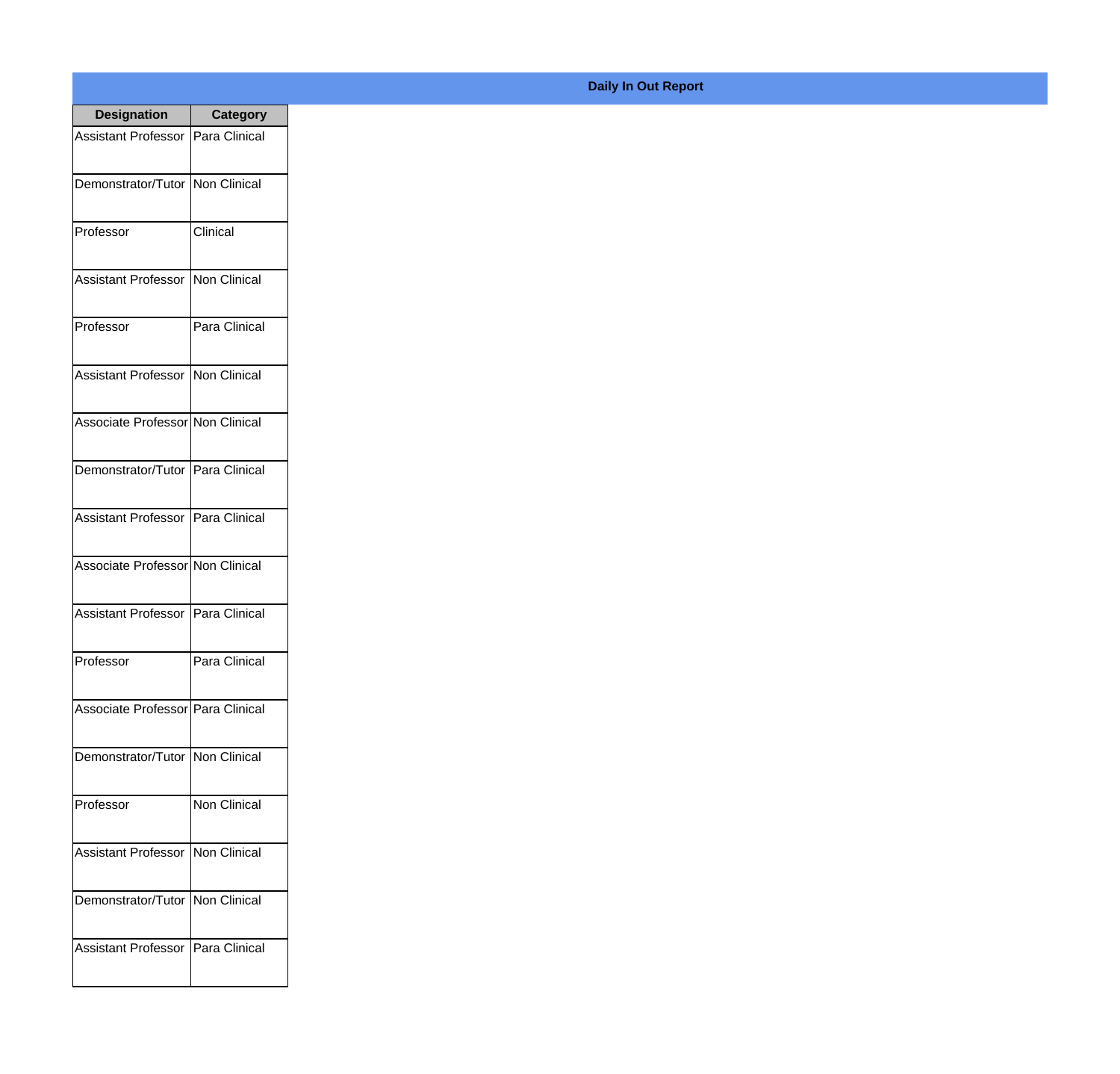**Daily In Out Report**

| Designation | Category |
|---|---|
| Assistant Professor | Para Clinical |
| Demonstrator/Tutor | Non Clinical |
| Professor | Clinical |
| Assistant Professor | Non Clinical |
| Professor | Para Clinical |
| Assistant Professor | Non Clinical |
| Associate Professor | Non Clinical |
| Demonstrator/Tutor | Para Clinical |
| Assistant Professor | Para Clinical |
| Associate Professor | Non Clinical |
| Assistant Professor | Para Clinical |
| Professor | Para Clinical |
| Associate Professor | Para Clinical |
| Demonstrator/Tutor | Non Clinical |
| Professor | Non Clinical |
| Assistant Professor | Non Clinical |
| Demonstrator/Tutor | Non Clinical |
| Assistant Professor | Para Clinical |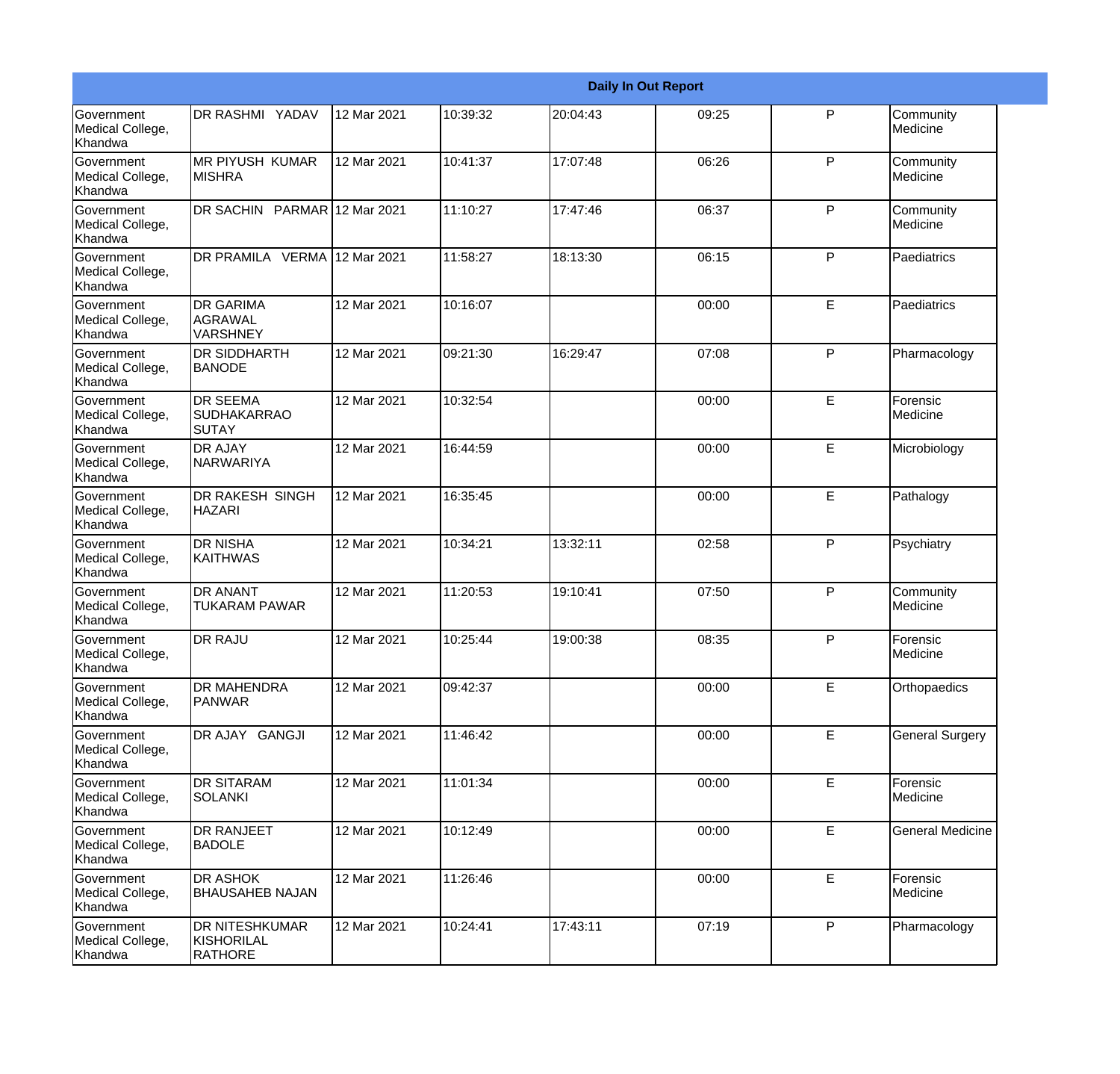| Daily In Out Report | | | | | | | |
|---|---|---|---|---|---|---|---|
| Government Medical College, Khandwa | DR RASHMI YADAV | 12 Mar 2021 | 10:39:32 | 20:04:43 | 09:25 | P | Community Medicine |
| Government Medical College, Khandwa | MR PIYUSH KUMAR MISHRA | 12 Mar 2021 | 10:41:37 | 17:07:48 | 06:26 | P | Community Medicine |
| Government Medical College, Khandwa | DR SACHIN PARMAR | 12 Mar 2021 | 11:10:27 | 17:47:46 | 06:37 | P | Community Medicine |
| Government Medical College, Khandwa | DR PRAMILA VERMA | 12 Mar 2021 | 11:58:27 | 18:13:30 | 06:15 | P | Paediatrics |
| Government Medical College, Khandwa | DR GARIMA AGRAWAL VARSHNEY | 12 Mar 2021 | 10:16:07 | | 00:00 | E | Paediatrics |
| Government Medical College, Khandwa | DR SIDDHARTH BANODE | 12 Mar 2021 | 09:21:30 | 16:29:47 | 07:08 | P | Pharmacology |
| Government Medical College, Khandwa | DR SEEMA SUDHAKARRAO SUTAY | 12 Mar 2021 | 10:32:54 | | 00:00 | E | Forensic Medicine |
| Government Medical College, Khandwa | DR AJAY NARWARIYA | 12 Mar 2021 | 16:44:59 | | 00:00 | E | Microbiology |
| Government Medical College, Khandwa | DR RAKESH SINGH HAZARI | 12 Mar 2021 | 16:35:45 | | 00:00 | E | Pathalogy |
| Government Medical College, Khandwa | DR NISHA KAITHWAS | 12 Mar 2021 | 10:34:21 | 13:32:11 | 02:58 | P | Psychiatry |
| Government Medical College, Khandwa | DR ANANT TUKARAM PAWAR | 12 Mar 2021 | 11:20:53 | 19:10:41 | 07:50 | P | Community Medicine |
| Government Medical College, Khandwa | DR RAJU | 12 Mar 2021 | 10:25:44 | 19:00:38 | 08:35 | P | Forensic Medicine |
| Government Medical College, Khandwa | DR MAHENDRA PANWAR | 12 Mar 2021 | 09:42:37 | | 00:00 | E | Orthopaedics |
| Government Medical College, Khandwa | DR AJAY GANGJI | 12 Mar 2021 | 11:46:42 | | 00:00 | E | General Surgery |
| Government Medical College, Khandwa | DR SITARAM SOLANKI | 12 Mar 2021 | 11:01:34 | | 00:00 | E | Forensic Medicine |
| Government Medical College, Khandwa | DR RANJEET BADOLE | 12 Mar 2021 | 10:12:49 | | 00:00 | E | General Medicine |
| Government Medical College, Khandwa | DR ASHOK BHAUSAHEB NAJAN | 12 Mar 2021 | 11:26:46 | | 00:00 | E | Forensic Medicine |
| Government Medical College, Khandwa | DR NITESHKUMAR KISHORILAL RATHORE | 12 Mar 2021 | 10:24:41 | 17:43:11 | 07:19 | P | Pharmacology |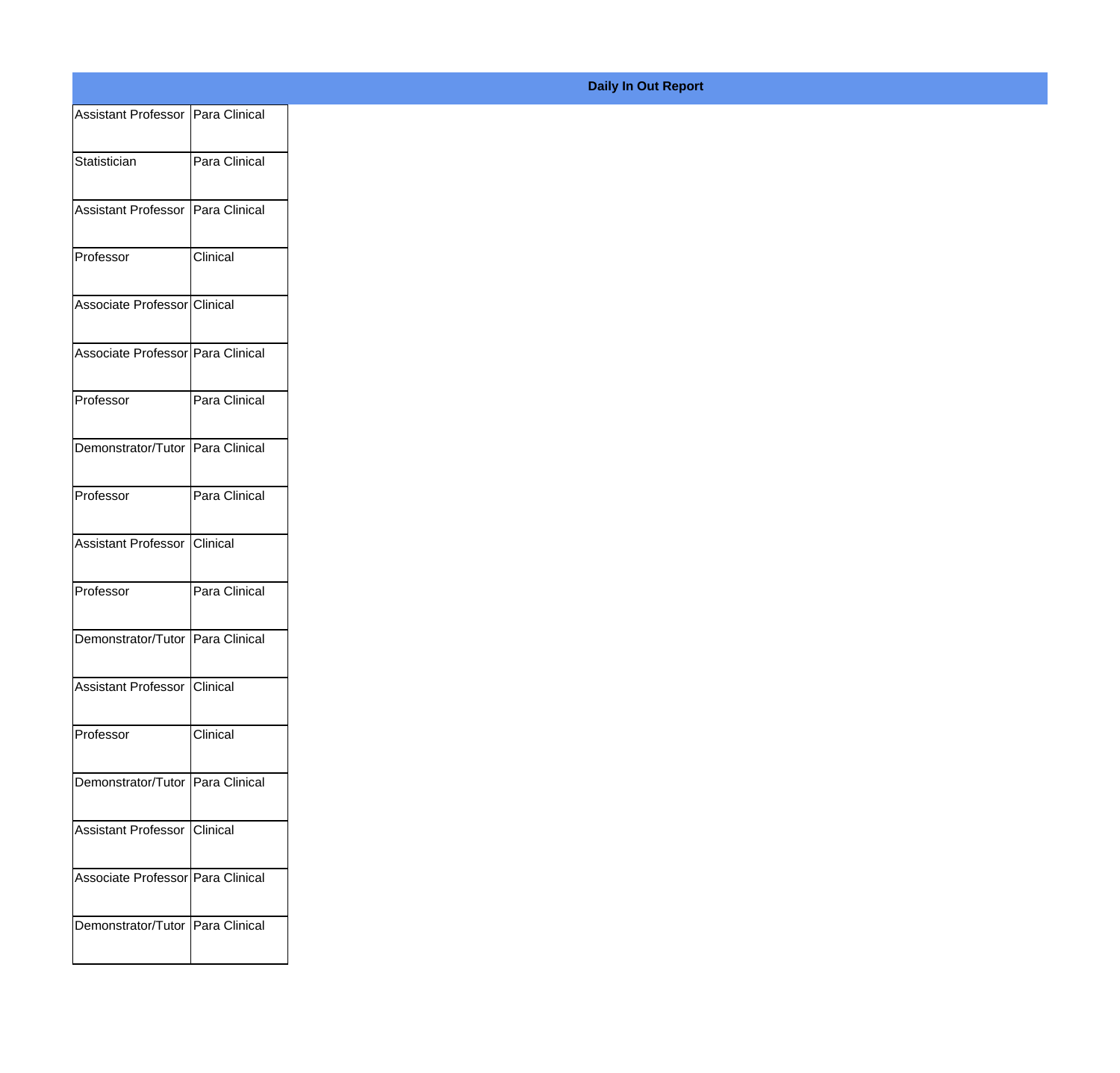**Daily In Out Report**

| | |
|---|---|
| Assistant Professor | Para Clinical |
| Statistician | Para Clinical |
| Assistant Professor | Para Clinical |
| Professor | Clinical |
| Associate Professor | Clinical |
| Associate Professor | Para Clinical |
| Professor | Para Clinical |
| Demonstrator/Tutor | Para Clinical |
| Professor | Para Clinical |
| Assistant Professor | Clinical |
| Professor | Para Clinical |
| Demonstrator/Tutor | Para Clinical |
| Assistant Professor | Clinical |
| Professor | Clinical |
| Demonstrator/Tutor | Para Clinical |
| Assistant Professor | Clinical |
| Associate Professor | Para Clinical |
| Demonstrator/Tutor | Para Clinical |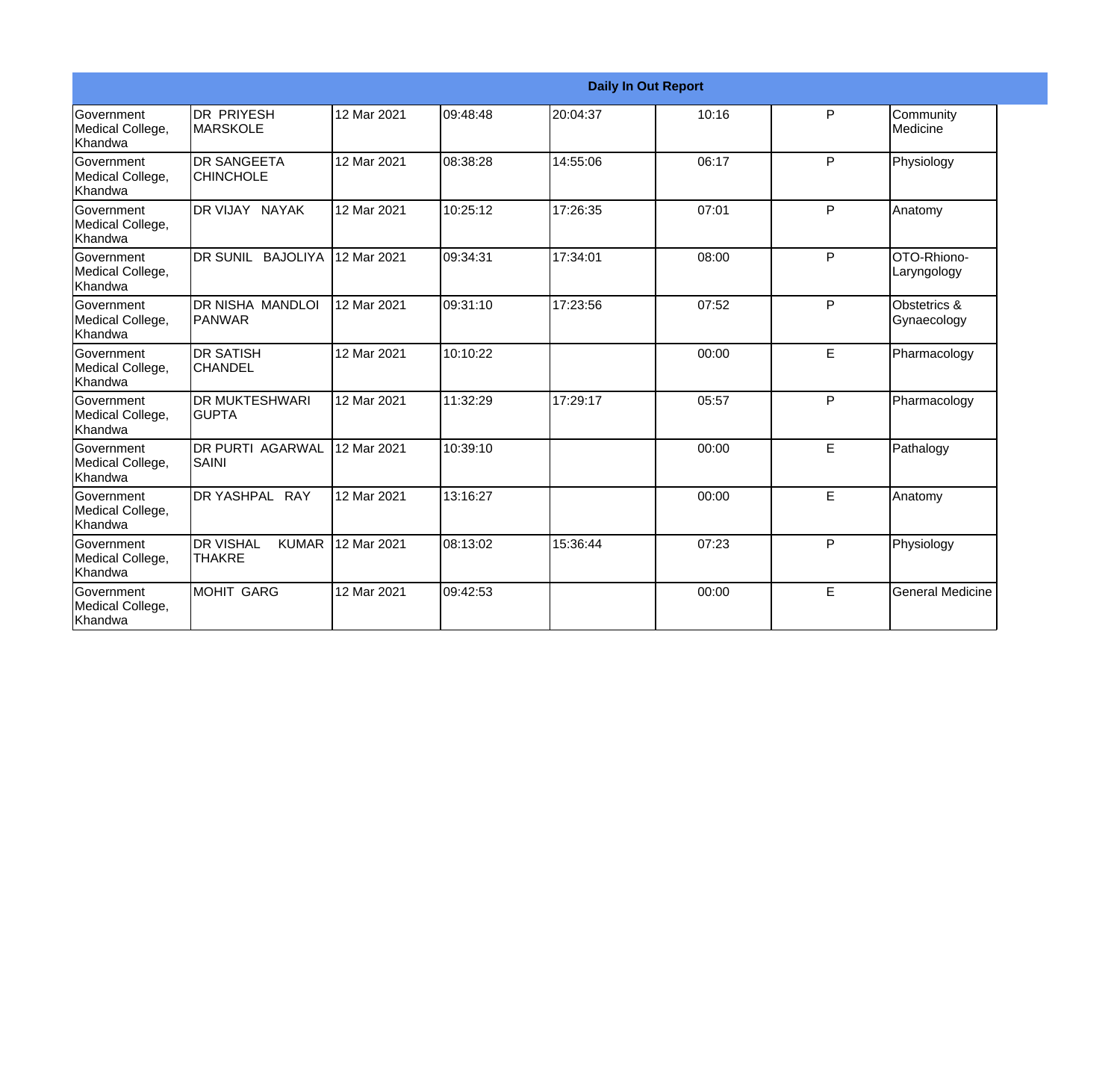| Daily In Out Report | | | | | | | |
|---|---|---|---|---|---|---|---|
| Government Medical College, Khandwa | DR PRIYESH MARSKOLE | 12 Mar 2021 | 09:48:48 | 20:04:37 | 10:16 | P | Community Medicine |
| Government Medical College, Khandwa | DR SANGEETA CHINCHOLE | 12 Mar 2021 | 08:38:28 | 14:55:06 | 06:17 | P | Physiology |
| Government Medical College, Khandwa | DR VIJAY NAYAK | 12 Mar 2021 | 10:25:12 | 17:26:35 | 07:01 | P | Anatomy |
| Government Medical College, Khandwa | DR SUNIL BAJOLIYA | 12 Mar 2021 | 09:34:31 | 17:34:01 | 08:00 | P | OTO-Rhiono-Laryngology |
| Government Medical College, Khandwa | DR NISHA MANDLOI PANWAR | 12 Mar 2021 | 09:31:10 | 17:23:56 | 07:52 | P | Obstetrics & Gynaecology |
| Government Medical College, Khandwa | DR SATISH CHANDEL | 12 Mar 2021 | 10:10:22 | | 00:00 | E | Pharmacology |
| Government Medical College, Khandwa | DR MUKTESHWARI GUPTA | 12 Mar 2021 | 11:32:29 | 17:29:17 | 05:57 | P | Pharmacology |
| Government Medical College, Khandwa | DR PURTI AGARWAL SAINI | 12 Mar 2021 | 10:39:10 | | 00:00 | E | Pathalogy |
| Government Medical College, Khandwa | DR YASHPAL RAY | 12 Mar 2021 | 13:16:27 | | 00:00 | E | Anatomy |
| Government Medical College, Khandwa | DR VISHAL KUMAR THAKRE | 12 Mar 2021 | 08:13:02 | 15:36:44 | 07:23 | P | Physiology |
| Government Medical College, Khandwa | MOHIT GARG | 12 Mar 2021 | 09:42:53 | | 00:00 | E | General Medicine |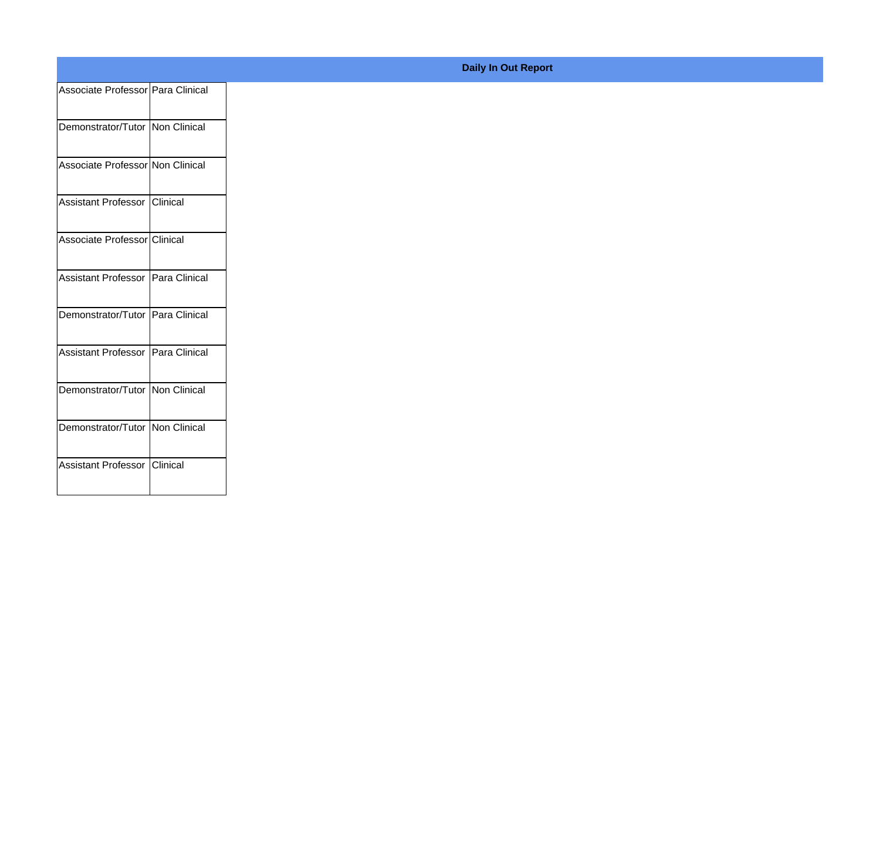**Daily In Out Report**

| | |
|---|---|
| Associate Professor | Para Clinical |
| Demonstrator/Tutor | Non Clinical |
| Associate Professor | Non Clinical |
| Assistant Professor | Clinical |
| Associate Professor | Clinical |
| Assistant Professor | Para Clinical |
| Demonstrator/Tutor | Para Clinical |
| Assistant Professor | Para Clinical |
| Demonstrator/Tutor | Non Clinical |
| Demonstrator/Tutor | Non Clinical |
| Assistant Professor | Clinical |